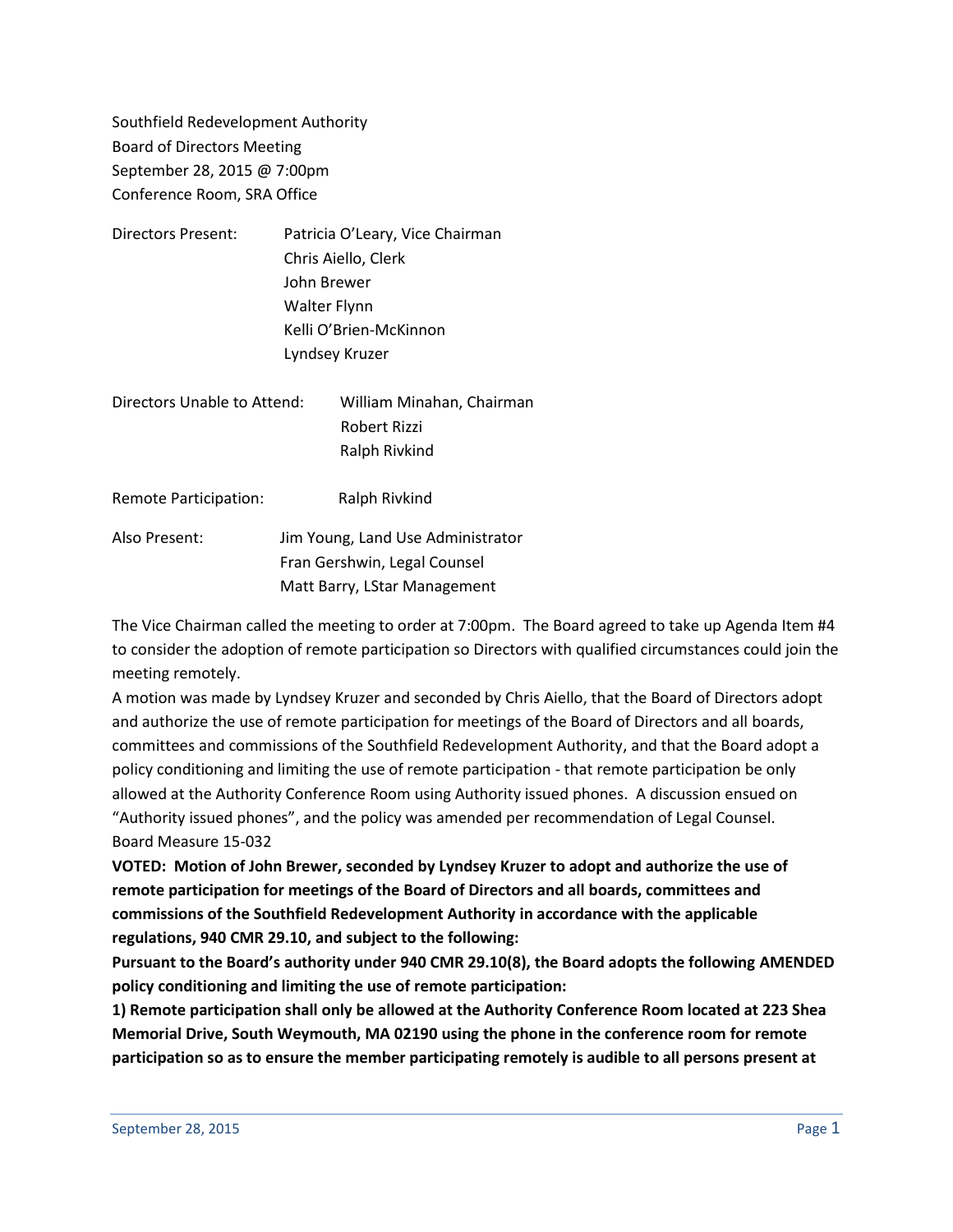Southfield Redevelopment Authority
Board of Directors Meeting
September 28, 2015 @ 7:00pm
Conference Room, SRA Office

Directors Present: Patricia O'Leary, Vice Chairman
Chris Aiello, Clerk
John Brewer
Walter Flynn
Kelli O'Brien-McKinnon
Lyndsey Kruzer

Directors Unable to Attend: William Minahan, Chairman
Robert Rizzi
Ralph Rivkind

Remote Participation: Ralph Rivkind

Also Present: Jim Young, Land Use Administrator
Fran Gershwin, Legal Counsel
Matt Barry, LStar Management

The Vice Chairman called the meeting to order at 7:00pm. The Board agreed to take up Agenda Item #4 to consider the adoption of remote participation so Directors with qualified circumstances could join the meeting remotely.

A motion was made by Lyndsey Kruzer and seconded by Chris Aiello, that the Board of Directors adopt and authorize the use of remote participation for meetings of the Board of Directors and all boards, committees and commissions of the Southfield Redevelopment Authority, and that the Board adopt a policy conditioning and limiting the use of remote participation - that remote participation be only allowed at the Authority Conference Room using Authority issued phones. A discussion ensued on "Authority issued phones", and the policy was amended per recommendation of Legal Counsel.
Board Measure 15-032

**VOTED: Motion of John Brewer, seconded by Lyndsey Kruzer to adopt and authorize the use of remote participation for meetings of the Board of Directors and all boards, committees and commissions of the Southfield Redevelopment Authority in accordance with the applicable regulations, 940 CMR 29.10, and subject to the following:**

**Pursuant to the Board's authority under 940 CMR 29.10(8), the Board adopts the following AMENDED policy conditioning and limiting the use of remote participation:**

**1) Remote participation shall only be allowed at the Authority Conference Room located at 223 Shea Memorial Drive, South Weymouth, MA 02190 using the phone in the conference room for remote participation so as to ensure the member participating remotely is audible to all persons present at**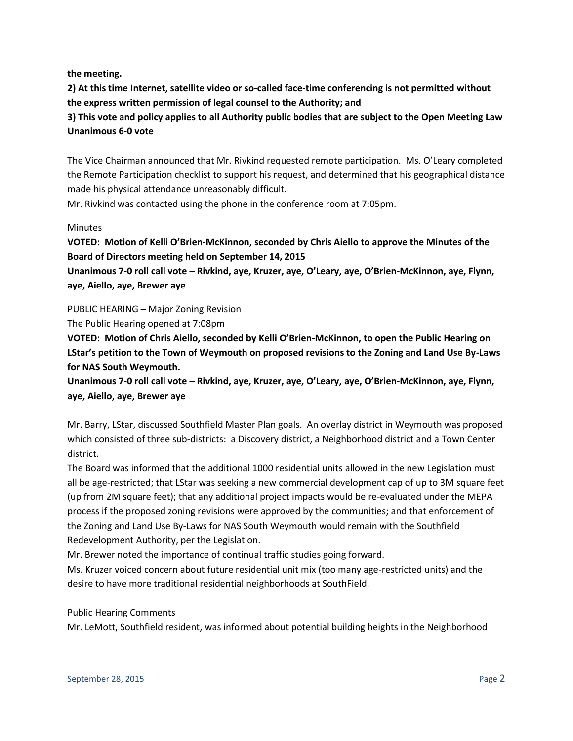**the meeting.**

**2) At this time Internet, satellite video or so-called face-time conferencing is not permitted without the express written permission of legal counsel to the Authority; and**

**3) This vote and policy applies to all Authority public bodies that are subject to the Open Meeting Law Unanimous 6-0 vote**

The Vice Chairman announced that Mr. Rivkind requested remote participation. Ms. O'Leary completed the Remote Participation checklist to support his request, and determined that his geographical distance made his physical attendance unreasonably difficult.

Mr. Rivkind was contacted using the phone in the conference room at 7:05pm.

Minutes

**VOTED: Motion of Kelli O'Brien-McKinnon, seconded by Chris Aiello to approve the Minutes of the Board of Directors meeting held on September 14, 2015**

**Unanimous 7-0 roll call vote – Rivkind, aye, Kruzer, aye, O'Leary, aye, O'Brien-McKinnon, aye, Flynn, aye, Aiello, aye, Brewer aye**

PUBLIC HEARING – Major Zoning Revision

The Public Hearing opened at 7:08pm

**VOTED: Motion of Chris Aiello, seconded by Kelli O'Brien-McKinnon, to open the Public Hearing on LStar's petition to the Town of Weymouth on proposed revisions to the Zoning and Land Use By-Laws for NAS South Weymouth.**

**Unanimous 7-0 roll call vote – Rivkind, aye, Kruzer, aye, O'Leary, aye, O'Brien-McKinnon, aye, Flynn, aye, Aiello, aye, Brewer aye**

Mr. Barry, LStar, discussed Southfield Master Plan goals. An overlay district in Weymouth was proposed which consisted of three sub-districts: a Discovery district, a Neighborhood district and a Town Center district.

The Board was informed that the additional 1000 residential units allowed in the new Legislation must all be age-restricted; that LStar was seeking a new commercial development cap of up to 3M square feet (up from 2M square feet); that any additional project impacts would be re-evaluated under the MEPA process if the proposed zoning revisions were approved by the communities; and that enforcement of the Zoning and Land Use By-Laws for NAS South Weymouth would remain with the Southfield Redevelopment Authority, per the Legislation.

Mr. Brewer noted the importance of continual traffic studies going forward.

Ms. Kruzer voiced concern about future residential unit mix (too many age-restricted units) and the desire to have more traditional residential neighborhoods at SouthField.

Public Hearing Comments

Mr. LeMott, Southfield resident, was informed about potential building heights in the Neighborhood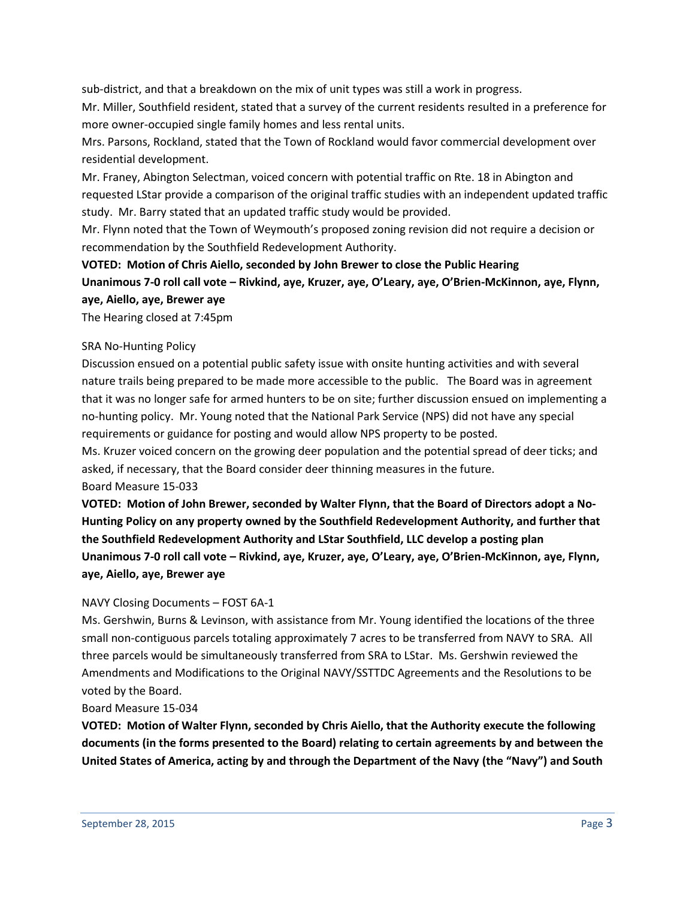sub-district, and that a breakdown on the mix of unit types was still a work in progress.

Mr. Miller, Southfield resident, stated that a survey of the current residents resulted in a preference for more owner-occupied single family homes and less rental units.

Mrs. Parsons, Rockland, stated that the Town of Rockland would favor commercial development over residential development.

Mr. Franey, Abington Selectman, voiced concern with potential traffic on Rte. 18 in Abington and requested LStar provide a comparison of the original traffic studies with an independent updated traffic study. Mr. Barry stated that an updated traffic study would be provided.

Mr. Flynn noted that the Town of Weymouth's proposed zoning revision did not require a decision or recommendation by the Southfield Redevelopment Authority.

**VOTED: Motion of Chris Aiello, seconded by John Brewer to close the Public Hearing**
**Unanimous 7-0 roll call vote – Rivkind, aye, Kruzer, aye, O'Leary, aye, O'Brien-McKinnon, aye, Flynn, aye, Aiello, aye, Brewer aye**

The Hearing closed at 7:45pm

SRA No-Hunting Policy

Discussion ensued on a potential public safety issue with onsite hunting activities and with several nature trails being prepared to be made more accessible to the public. The Board was in agreement that it was no longer safe for armed hunters to be on site; further discussion ensued on implementing a no-hunting policy. Mr. Young noted that the National Park Service (NPS) did not have any special requirements or guidance for posting and would allow NPS property to be posted.

Ms. Kruzer voiced concern on the growing deer population and the potential spread of deer ticks; and asked, if necessary, that the Board consider deer thinning measures in the future.

Board Measure 15-033

**VOTED: Motion of John Brewer, seconded by Walter Flynn, that the Board of Directors adopt a No-Hunting Policy on any property owned by the Southfield Redevelopment Authority, and further that the Southfield Redevelopment Authority and LStar Southfield, LLC develop a posting plan**
**Unanimous 7-0 roll call vote – Rivkind, aye, Kruzer, aye, O'Leary, aye, O'Brien-McKinnon, aye, Flynn, aye, Aiello, aye, Brewer aye**

NAVY Closing Documents – FOST 6A-1

Ms. Gershwin, Burns & Levinson, with assistance from Mr. Young identified the locations of the three small non-contiguous parcels totaling approximately 7 acres to be transferred from NAVY to SRA. All three parcels would be simultaneously transferred from SRA to LStar. Ms. Gershwin reviewed the Amendments and Modifications to the Original NAVY/SSTTDC Agreements and the Resolutions to be voted by the Board.

Board Measure 15-034

**VOTED: Motion of Walter Flynn, seconded by Chris Aiello, that the Authority execute the following documents (in the forms presented to the Board) relating to certain agreements by and between the United States of America, acting by and through the Department of the Navy (the "Navy") and South**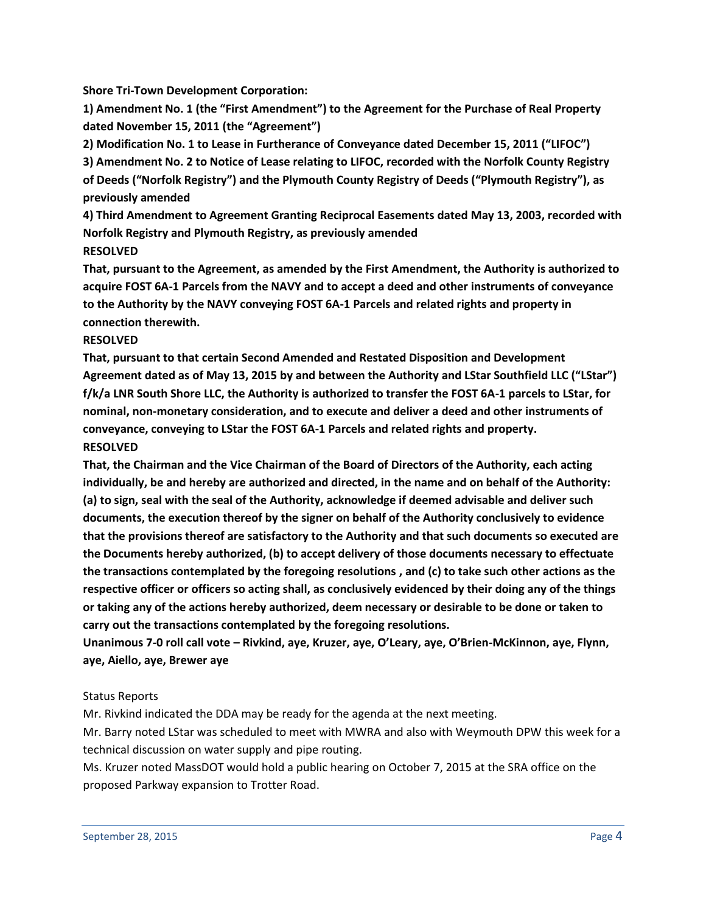**Shore Tri-Town Development Corporation:**

**1) Amendment No. 1 (the "First Amendment") to the Agreement for the Purchase of Real Property dated November 15, 2011 (the "Agreement")**

**2) Modification No. 1 to Lease in Furtherance of Conveyance dated December 15, 2011 ("LIFOC")**

**3) Amendment No. 2 to Notice of Lease relating to LIFOC, recorded with the Norfolk County Registry of Deeds ("Norfolk Registry") and the Plymouth County Registry of Deeds ("Plymouth Registry"), as previously amended**

**4) Third Amendment to Agreement Granting Reciprocal Easements dated May 13, 2003, recorded with Norfolk Registry and Plymouth Registry, as previously amended**

**RESOLVED**

**That, pursuant to the Agreement, as amended by the First Amendment, the Authority is authorized to acquire FOST 6A-1 Parcels from the NAVY and to accept a deed and other instruments of conveyance to the Authority by the NAVY conveying FOST 6A-1 Parcels and related rights and property in connection therewith.**

**RESOLVED**

**That, pursuant to that certain Second Amended and Restated Disposition and Development Agreement dated as of May 13, 2015 by and between the Authority and LStar Southfield LLC ("LStar") f/k/a LNR South Shore LLC, the Authority is authorized to transfer the FOST 6A-1 parcels to LStar, for nominal, non-monetary consideration, and to execute and deliver a deed and other instruments of conveyance, conveying to LStar the FOST 6A-1 Parcels and related rights and property.**

**RESOLVED**

**That, the Chairman and the Vice Chairman of the Board of Directors of the Authority, each acting individually, be and hereby are authorized and directed, in the name and on behalf of the Authority: (a) to sign, seal with the seal of the Authority, acknowledge if deemed advisable and deliver such documents, the execution thereof by the signer on behalf of the Authority conclusively to evidence that the provisions thereof are satisfactory to the Authority and that such documents so executed are the Documents hereby authorized, (b) to accept delivery of those documents necessary to effectuate the transactions contemplated by the foregoing resolutions , and (c) to take such other actions as the respective officer or officers so acting shall, as conclusively evidenced by their doing any of the things or taking any of the actions hereby authorized, deem necessary or desirable to be done or taken to carry out the transactions contemplated by the foregoing resolutions.**

**Unanimous 7-0 roll call vote – Rivkind, aye, Kruzer, aye, O'Leary, aye, O'Brien-McKinnon, aye, Flynn, aye, Aiello, aye, Brewer aye**

Status Reports

Mr. Rivkind indicated the DDA may be ready for the agenda at the next meeting.

Mr. Barry noted LStar was scheduled to meet with MWRA and also with Weymouth DPW this week for a technical discussion on water supply and pipe routing.

Ms. Kruzer noted MassDOT would hold a public hearing on October 7, 2015 at the SRA office on the proposed Parkway expansion to Trotter Road.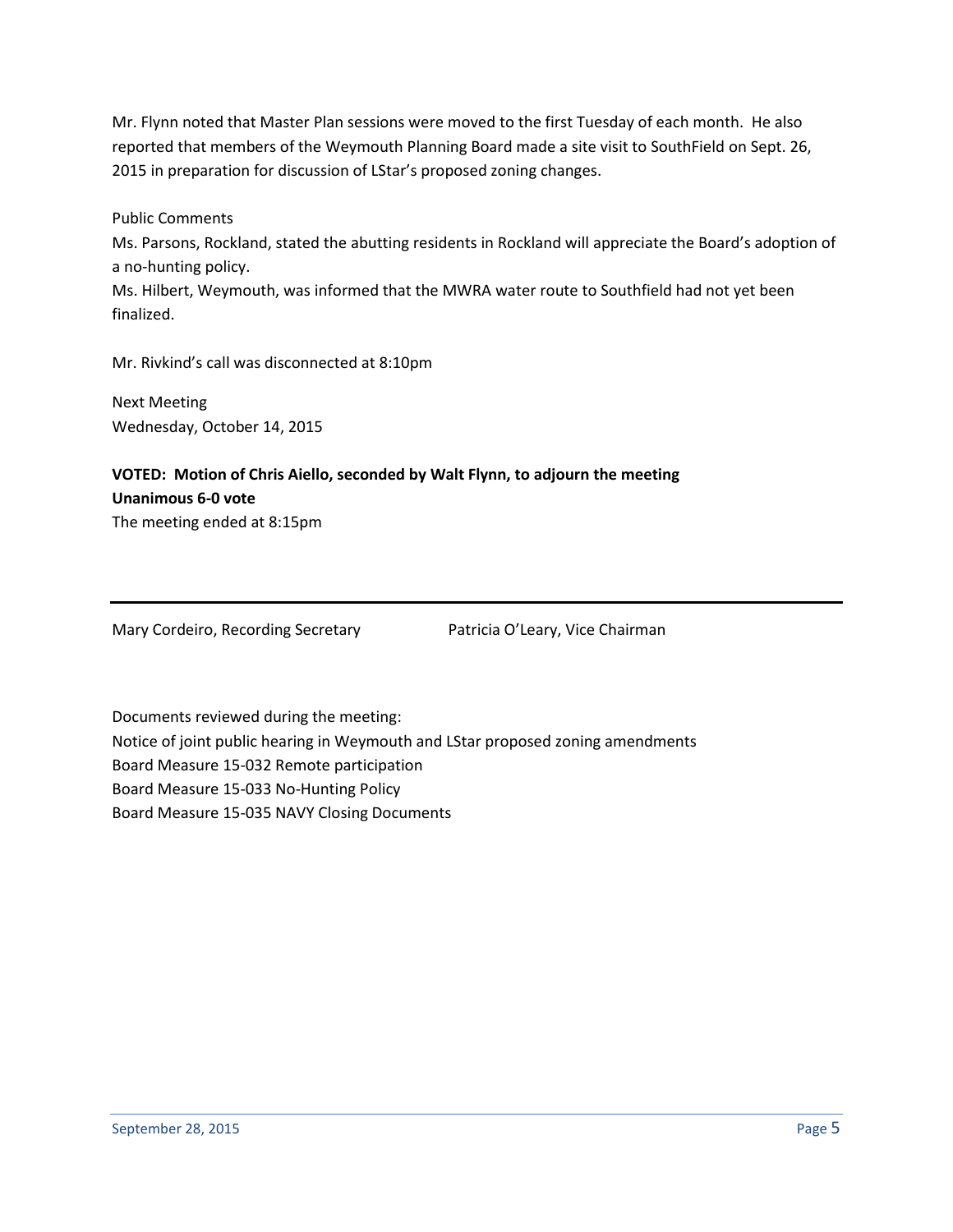Mr. Flynn noted that Master Plan sessions were moved to the first Tuesday of each month. He also reported that members of the Weymouth Planning Board made a site visit to SouthField on Sept. 26, 2015 in preparation for discussion of LStar's proposed zoning changes.

Public Comments

Ms. Parsons, Rockland, stated the abutting residents in Rockland will appreciate the Board's adoption of a no-hunting policy.

Ms. Hilbert, Weymouth, was informed that the MWRA water route to Southfield had not yet been finalized.

Mr. Rivkind's call was disconnected at 8:10pm

Next Meeting

Wednesday, October 14, 2015

**VOTED: Motion of Chris Aiello, seconded by Walt Flynn, to adjourn the meeting**

**Unanimous 6-0 vote**

The meeting ended at 8:15pm

---

Mary Cordeiro, Recording Secretary    Patricia O'Leary, Vice Chairman

Documents reviewed during the meeting:

Notice of joint public hearing in Weymouth and LStar proposed zoning amendments

Board Measure 15-032 Remote participation

Board Measure 15-033 No-Hunting Policy

Board Measure 15-035 NAVY Closing Documents